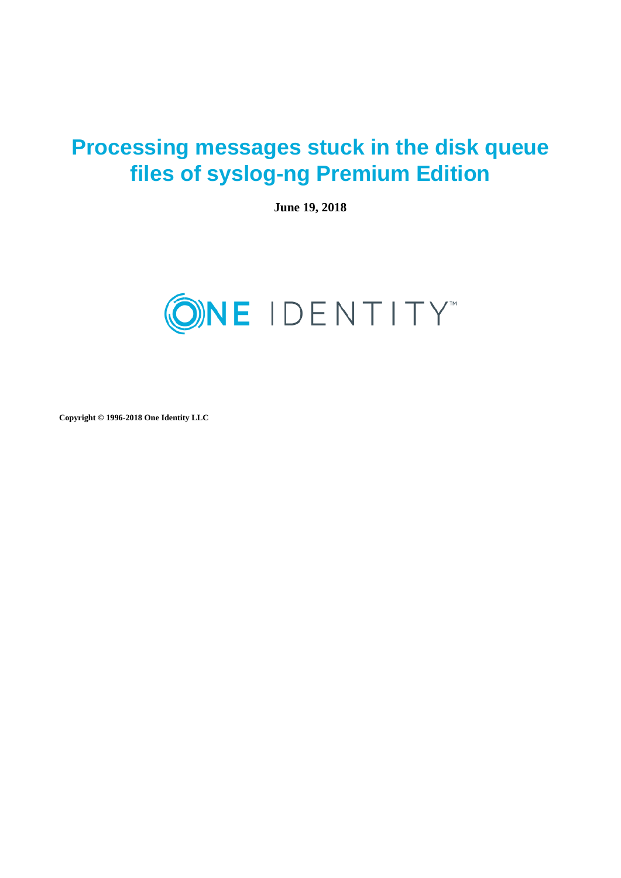# Processing messages stuck in the disk queue files of syslog-ng Premium Edition

**June 19, 2018**

ONE IDENTITY™

**Copyright © 1996-2018 One Identity LLC**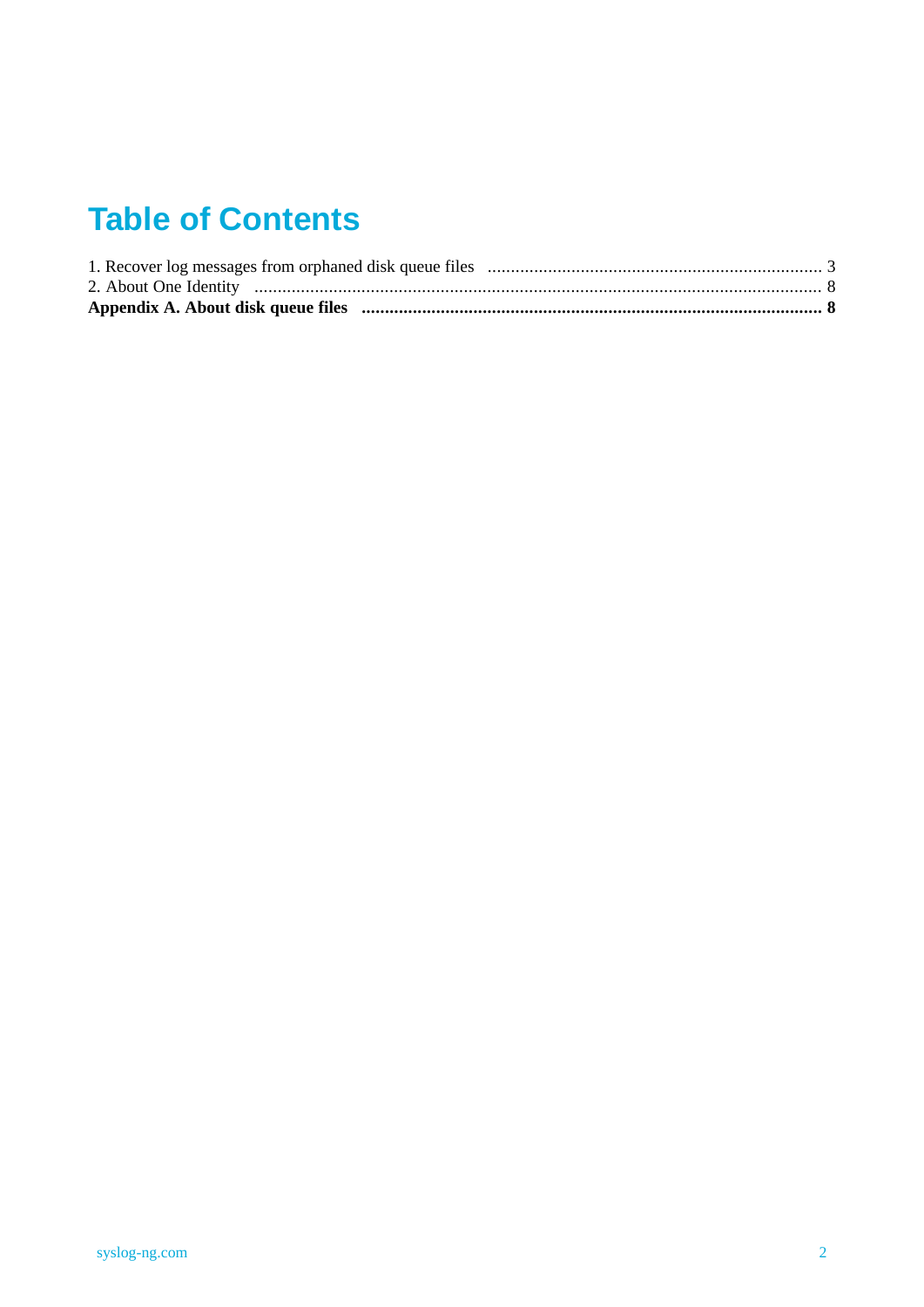# Table of Contents

1. Recover log messages from orphaned disk queue files .................................................................. 3
2. About One Identity ............................................................................................................................ 8

**Appendix A. About disk queue files ................................................................................................. 8**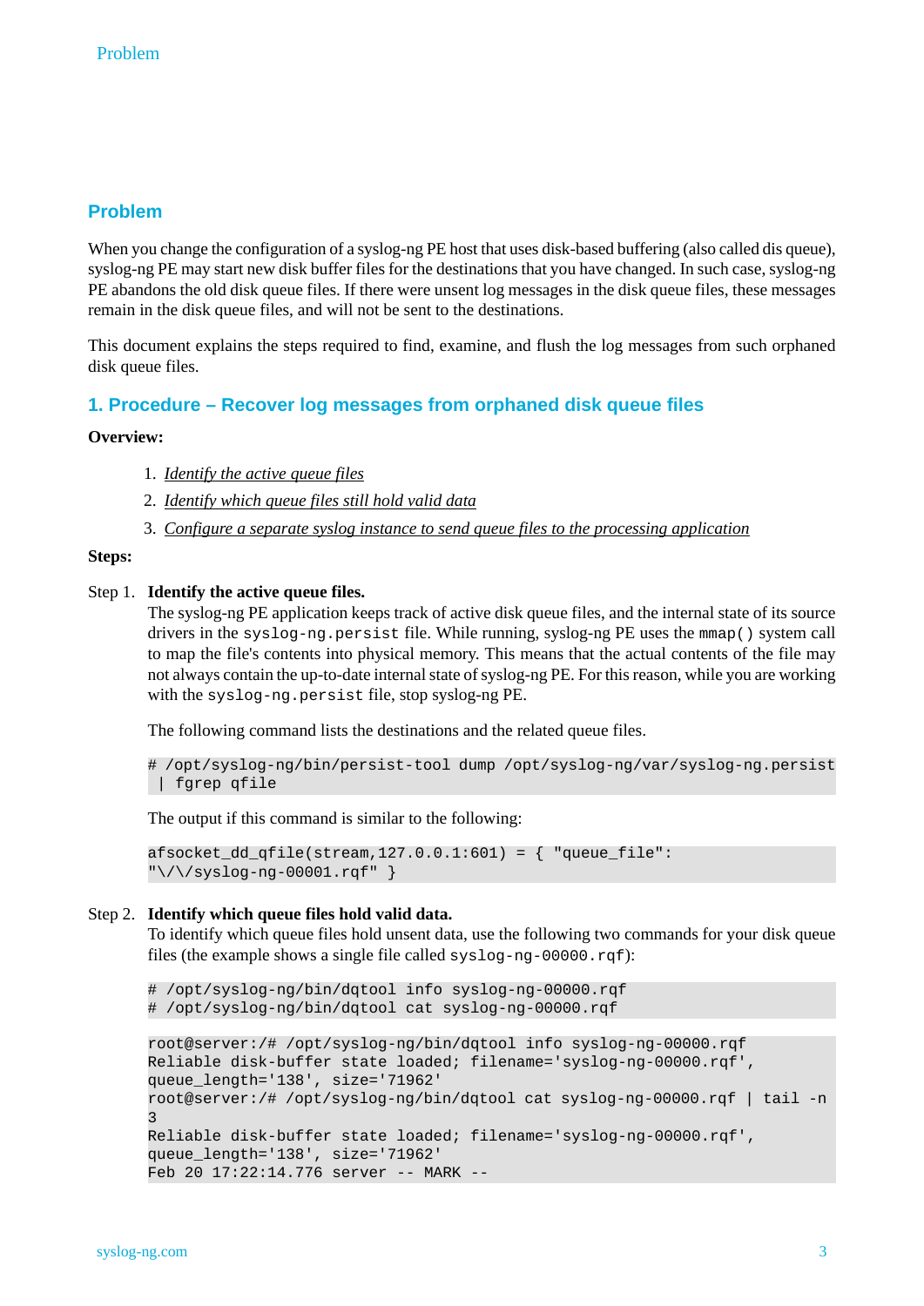## Problem

When you change the configuration of a syslog-ng PE host that uses disk-based buffering (also called dis queue), syslog-ng PE may start new disk buffer files for the destinations that you have changed. In such case, syslog-ng PE abandons the old disk queue files. If there were unsent log messages in the disk queue files, these messages remain in the disk queue files, and will not be sent to the destinations.

This document explains the steps required to find, examine, and flush the log messages from such orphaned disk queue files.

### 1. Procedure – Recover log messages from orphaned disk queue files

**Overview:**

1. *Identify the active queue files*
2. *Identify which queue files still hold valid data*
3. *Configure a separate syslog instance to send queue files to the processing application*

**Steps:**

Step 1. **Identify the active queue files.**

The syslog-ng PE application keeps track of active disk queue files, and the internal state of its source drivers in the `syslog-ng.persist` file. While running, syslog-ng PE uses the `mmap()` system call to map the file's contents into physical memory. This means that the actual contents of the file may not always contain the up-to-date internal state of syslog-ng PE. For this reason, while you are working with the `syslog-ng.persist` file, stop syslog-ng PE.

The following command lists the destinations and the related queue files.

```
# /opt/syslog-ng/bin/persist-tool dump /opt/syslog-ng/var/syslog-ng.persist
 | fgrep qfile
```

The output if this command is similar to the following:

```
afsocket_dd_qfile(stream,127.0.0.1:601) = { "queue_file":
"\/\/syslog-ng-00001.rqf" }
```

Step 2. **Identify which queue files hold valid data.**

To identify which queue files hold unsent data, use the following two commands for your disk queue files (the example shows a single file called `syslog-ng-00000.rqf`):

```
# /opt/syslog-ng/bin/dqtool info syslog-ng-00000.rqf
# /opt/syslog-ng/bin/dqtool cat syslog-ng-00000.rqf
```

```
root@server:/# /opt/syslog-ng/bin/dqtool info syslog-ng-00000.rqf
Reliable disk-buffer state loaded; filename='syslog-ng-00000.rqf',
queue_length='138', size='71962'
root@server:/# /opt/syslog-ng/bin/dqtool cat syslog-ng-00000.rqf | tail -n
3
Reliable disk-buffer state loaded; filename='syslog-ng-00000.rqf',
queue_length='138', size='71962'
Feb 20 17:22:14.776 server -- MARK --
```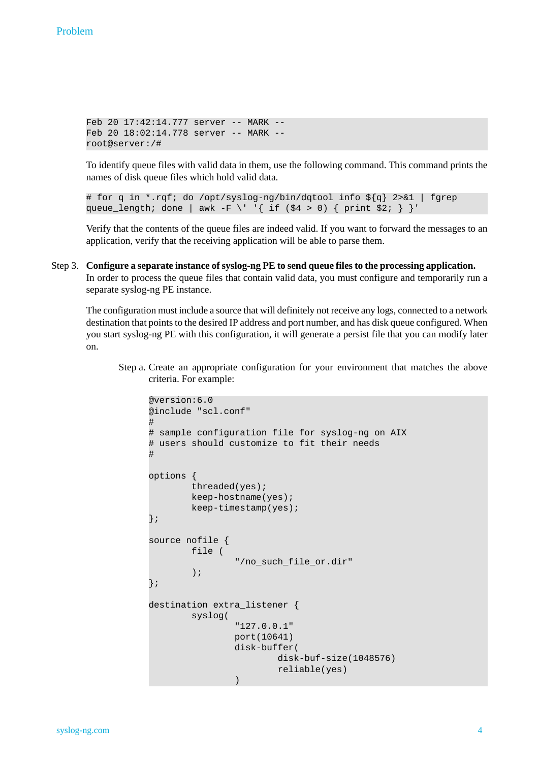```
Feb 20 17:42:14.777 server -- MARK --
Feb 20 18:02:14.778 server -- MARK --
root@server:/#
```

To identify queue files with valid data in them, use the following command. This command prints the names of disk queue files which hold valid data.

```
# for q in *.rqf; do /opt/syslog-ng/bin/dqtool info ${q} 2>&1 | fgrep
queue_length; done | awk -F \' '{ if ($4 > 0) { print $2; } }'
```

Verify that the contents of the queue files are indeed valid. If you want to forward the messages to an application, verify that the receiving application will be able to parse them.

Step 3. **Configure a separate instance of syslog-ng PE to send queue files to the processing application.**
In order to process the queue files that contain valid data, you must configure and temporarily run a separate syslog-ng PE instance.

The configuration must include a source that will definitely not receive any logs, connected to a network destination that points to the desired IP address and port number, and has disk queue configured. When you start syslog-ng PE with this configuration, it will generate a persist file that you can modify later on.

Step a. Create an appropriate configuration for your environment that matches the above criteria. For example:

```
@version:6.0
@include "scl.conf"
#
# sample configuration file for syslog-ng on AIX
# users should customize to fit their needs
#

options {
        threaded(yes);
        keep-hostname(yes);
        keep-timestamp(yes);
};

source nofile {
        file (
                "/no_such_file_or.dir"
        );
};

destination extra_listener {
        syslog(
                "127.0.0.1"
                port(10641)
                disk-buffer(
                        disk-buf-size(1048576)
                        reliable(yes)
                )
```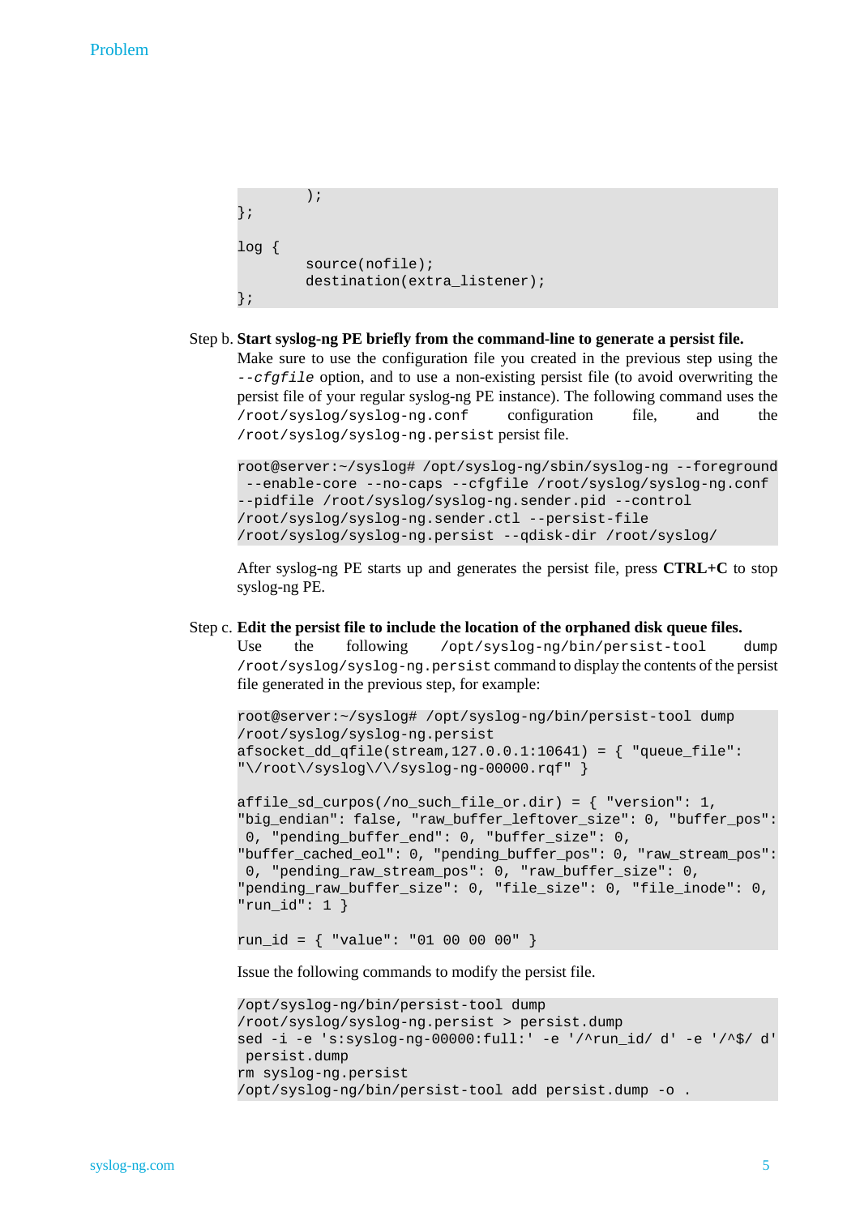```
        );
};

log {
        source(nofile);
        destination(extra_listener);
};
```

Step b. **Start syslog-ng PE briefly from the command-line to generate a persist file.**

Make sure to use the configuration file you created in the previous step using the *--cfgfile* option, and to use a non-existing persist file (to avoid overwriting the persist file of your regular syslog-ng PE instance). The following command uses the `/root/syslog/syslog-ng.conf` configuration file, and the `/root/syslog/syslog-ng.persist` persist file.

```
root@server:~/syslog# /opt/syslog-ng/sbin/syslog-ng --foreground
 --enable-core --no-caps --cfgfile /root/syslog/syslog-ng.conf
--pidfile /root/syslog/syslog-ng.sender.pid --control
/root/syslog/syslog-ng.sender.ctl --persist-file
/root/syslog/syslog-ng.persist --qdisk-dir /root/syslog/
```

After syslog-ng PE starts up and generates the persist file, press **CTRL+C** to stop syslog-ng PE.

Step c. **Edit the persist file to include the location of the orphaned disk queue files.**

Use the following `/opt/syslog-ng/bin/persist-tool dump /root/syslog/syslog-ng.persist` command to display the contents of the persist file generated in the previous step, for example:

```
root@server:~/syslog# /opt/syslog-ng/bin/persist-tool dump
/root/syslog/syslog-ng.persist
afsocket_dd_qfile(stream,127.0.0.1:10641) = { "queue_file":
"\/root\/syslog\/\/syslog-ng-00000.rqf" }

affile_sd_curpos(/no_such_file_or.dir) = { "version": 1,
"big_endian": false, "raw_buffer_leftover_size": 0, "buffer_pos":
 0, "pending_buffer_end": 0, "buffer_size": 0,
"buffer_cached_eol": 0, "pending_buffer_pos": 0, "raw_stream_pos":
 0, "pending_raw_stream_pos": 0, "raw_buffer_size": 0,
"pending_raw_buffer_size": 0, "file_size": 0, "file_inode": 0,
"run_id": 1 }

run_id = { "value": "01 00 00 00" }
```

Issue the following commands to modify the persist file.

```
/opt/syslog-ng/bin/persist-tool dump
/root/syslog/syslog-ng.persist > persist.dump
sed -i -e 's:syslog-ng-00000:full:' -e '/^run_id/ d' -e '/^$/ d'
 persist.dump
rm syslog-ng.persist
/opt/syslog-ng/bin/persist-tool add persist.dump -o .
```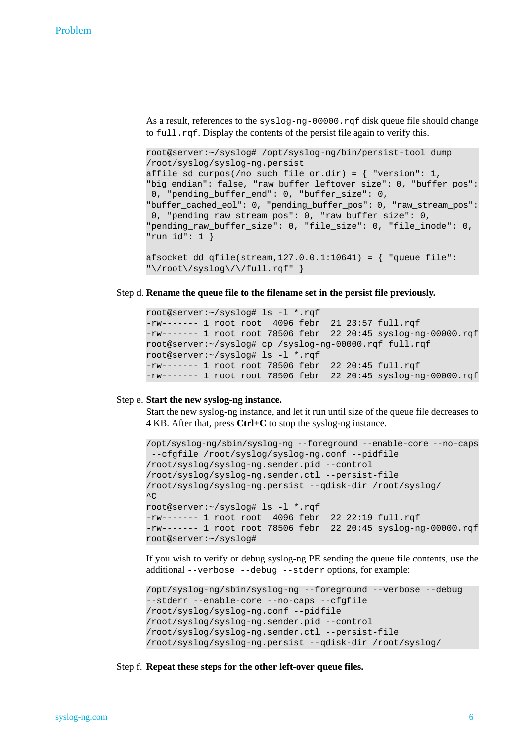As a result, references to the `syslog-ng-00000.rqf` disk queue file should change to `full.rqf`. Display the contents of the persist file again to verify this.

```
root@server:~/syslog# /opt/syslog-ng/bin/persist-tool dump
/root/syslog/syslog-ng.persist
affile_sd_curpos(/no_such_file_or.dir) = { "version": 1,
"big_endian": false, "raw_buffer_leftover_size": 0, "buffer_pos":
 0, "pending_buffer_end": 0, "buffer_size": 0,
"buffer_cached_eol": 0, "pending_buffer_pos": 0, "raw_stream_pos":
 0, "pending_raw_stream_pos": 0, "raw_buffer_size": 0,
"pending_raw_buffer_size": 0, "file_size": 0, "file_inode": 0,
"run_id": 1 }

afsocket_dd_qfile(stream,127.0.0.1:10641) = { "queue_file":
"\/root\/syslog\/\/full.rqf" }
```

Step d. **Rename the queue file to the filename set in the persist file previously.**

```
root@server:~/syslog# ls -l *.rqf
-rw------- 1 root root  4096 febr  21 23:57 full.rqf
-rw------- 1 root root 78506 febr  22 20:45 syslog-ng-00000.rqf
root@server:~/syslog# cp /syslog-ng-00000.rqf full.rqf
root@server:~/syslog# ls -l *.rqf
-rw------- 1 root root 78506 febr  22 20:45 full.rqf
-rw------- 1 root root 78506 febr  22 20:45 syslog-ng-00000.rqf
```

Step e. **Start the new syslog-ng instance.**

Start the new syslog-ng instance, and let it run until size of the queue file decreases to 4 KB. After that, press **Ctrl+C** to stop the syslog-ng instance.

```
/opt/syslog-ng/sbin/syslog-ng --foreground --enable-core --no-caps
 --cfgfile /root/syslog/syslog-ng.conf --pidfile
/root/syslog/syslog-ng.sender.pid --control
/root/syslog/syslog-ng.sender.ctl --persist-file
/root/syslog/syslog-ng.persist --qdisk-dir /root/syslog/
^C
root@server:~/syslog# ls -l *.rqf
-rw------- 1 root root  4096 febr  22 22:19 full.rqf
-rw------- 1 root root 78506 febr  22 20:45 syslog-ng-00000.rqf
root@server:~/syslog#
```

If you wish to verify or debug syslog-ng PE sending the queue file contents, use the additional `--verbose --debug --stderr` options, for example:

```
/opt/syslog-ng/sbin/syslog-ng --foreground --verbose --debug
--stderr --enable-core --no-caps --cfgfile
/root/syslog/syslog-ng.conf --pidfile
/root/syslog/syslog-ng.sender.pid --control
/root/syslog/syslog-ng.sender.ctl --persist-file
/root/syslog/syslog-ng.persist --qdisk-dir /root/syslog/
```

Step f. **Repeat these steps for the other left-over queue files.**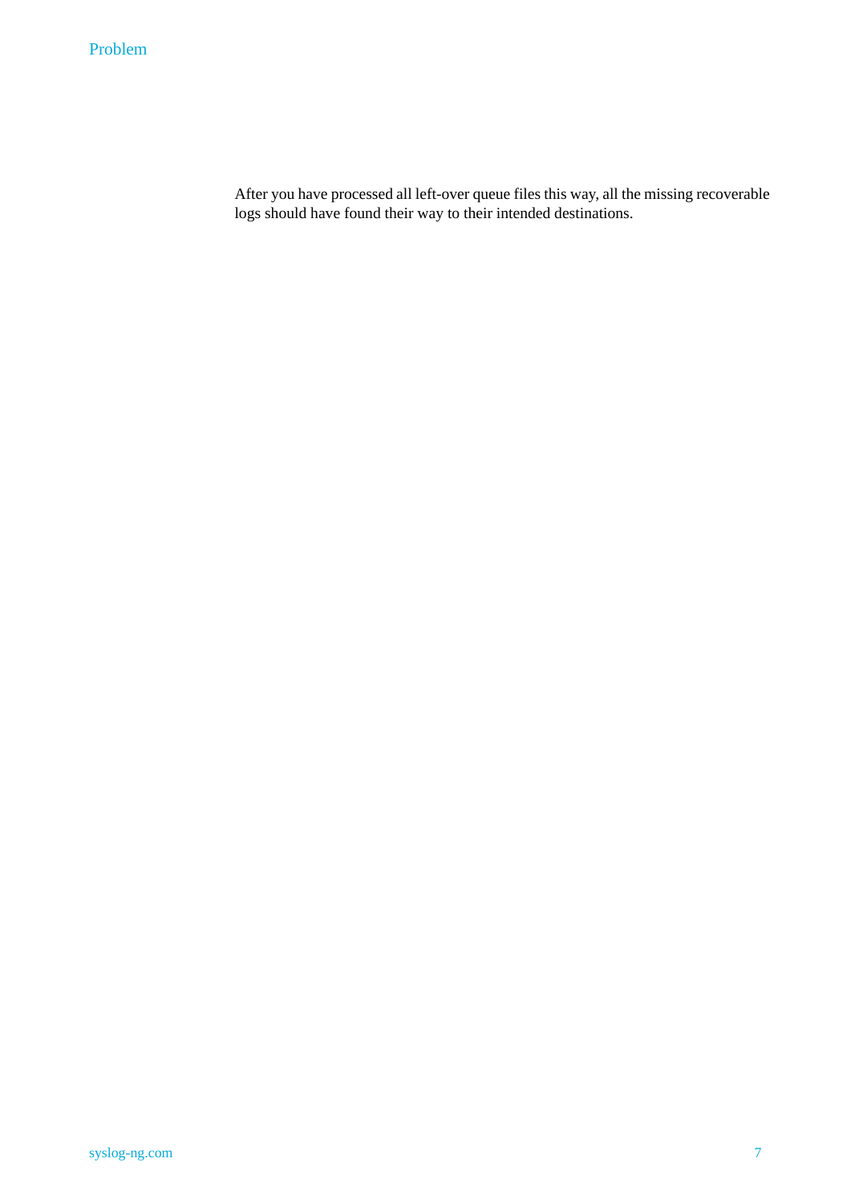After you have processed all left-over queue files this way, all the missing recoverable logs should have found their way to their intended destinations.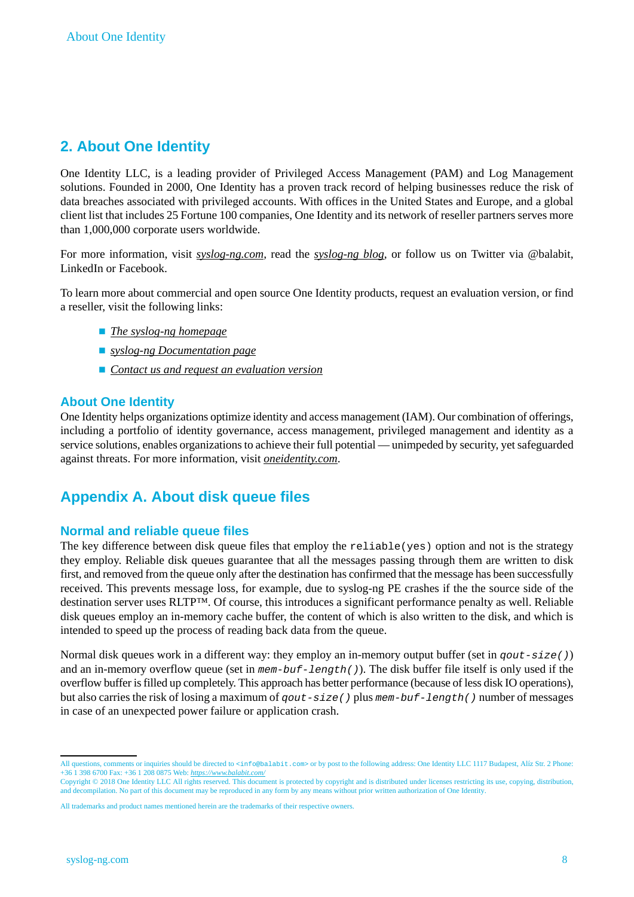## 2. About One Identity

One Identity LLC, is a leading provider of Privileged Access Management (PAM) and Log Management solutions. Founded in 2000, One Identity has a proven track record of helping businesses reduce the risk of data breaches associated with privileged accounts. With offices in the United States and Europe, and a global client list that includes 25 Fortune 100 companies, One Identity and its network of reseller partners serves more than 1,000,000 corporate users worldwide.

For more information, visit *syslog-ng.com*, read the *syslog-ng blog*, or follow us on Twitter via @balabit, LinkedIn or Facebook.

To learn more about commercial and open source One Identity products, request an evaluation version, or find a reseller, visit the following links:

- *The syslog-ng homepage*
- *syslog-ng Documentation page*
- *Contact us and request an evaluation version*

### About One Identity

One Identity helps organizations optimize identity and access management (IAM). Our combination of offerings, including a portfolio of identity governance, access management, privileged management and identity as a service solutions, enables organizations to achieve their full potential — unimpeded by security, yet safeguarded against threats. For more information, visit *oneidentity.com*.

## Appendix A. About disk queue files

### Normal and reliable queue files

The key difference between disk queue files that employ the `reliable(yes)` option and not is the strategy they employ. Reliable disk queues guarantee that all the messages passing through them are written to disk first, and removed from the queue only after the destination has confirmed that the message has been successfully received. This prevents message loss, for example, due to syslog-ng PE crashes if the the source side of the destination server uses RLTP™. Of course, this introduces a significant performance penalty as well. Reliable disk queues employ an in-memory cache buffer, the content of which is also written to the disk, and which is intended to speed up the process of reading back data from the queue.

Normal disk queues work in a different way: they employ an in-memory output buffer (set in *`qout-size()`*) and an in-memory overflow queue (set in *`mem-buf-length()`*). The disk buffer file itself is only used if the overflow buffer is filled up completely. This approach has better performance (because of less disk IO operations), but also carries the risk of losing a maximum of *`qout-size()`* plus *`mem-buf-length()`* number of messages in case of an unexpected power failure or application crash.

---

All questions, comments or inquiries should be directed to `<info@balabit.com>` or by post to the following address: One Identity LLC 1117 Budapest, Alíz Str. 2 Phone: +36 1 398 6700 Fax: +36 1 208 0875 Web: *https://www.balabit.com/*

Copyright © 2018 One Identity LLC All rights reserved. This document is protected by copyright and is distributed under licenses restricting its use, copying, distribution, and decompilation. No part of this document may be reproduced in any form by any means without prior written authorization of One Identity.

All trademarks and product names mentioned herein are the trademarks of their respective owners.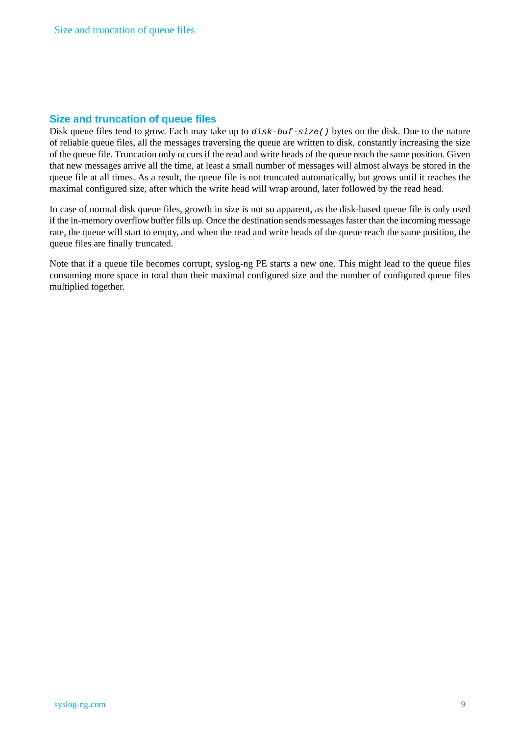## Size and truncation of queue files

Disk queue files tend to grow. Each may take up to *disk-buf-size()* bytes on the disk. Due to the nature of reliable queue files, all the messages traversing the queue are written to disk, constantly increasing the size of the queue file. Truncation only occurs if the read and write heads of the queue reach the same position. Given that new messages arrive all the time, at least a small number of messages will almost always be stored in the queue file at all times. As a result, the queue file is not truncated automatically, but grows until it reaches the maximal configured size, after which the write head will wrap around, later followed by the read head.

In case of normal disk queue files, growth in size is not so apparent, as the disk-based queue file is only used if the in-memory overflow buffer fills up. Once the destination sends messages faster than the incoming message rate, the queue will start to empty, and when the read and write heads of the queue reach the same position, the queue files are finally truncated.

Note that if a queue file becomes corrupt, syslog-ng PE starts a new one. This might lead to the queue files consuming more space in total than their maximal configured size and the number of configured queue files multiplied together.